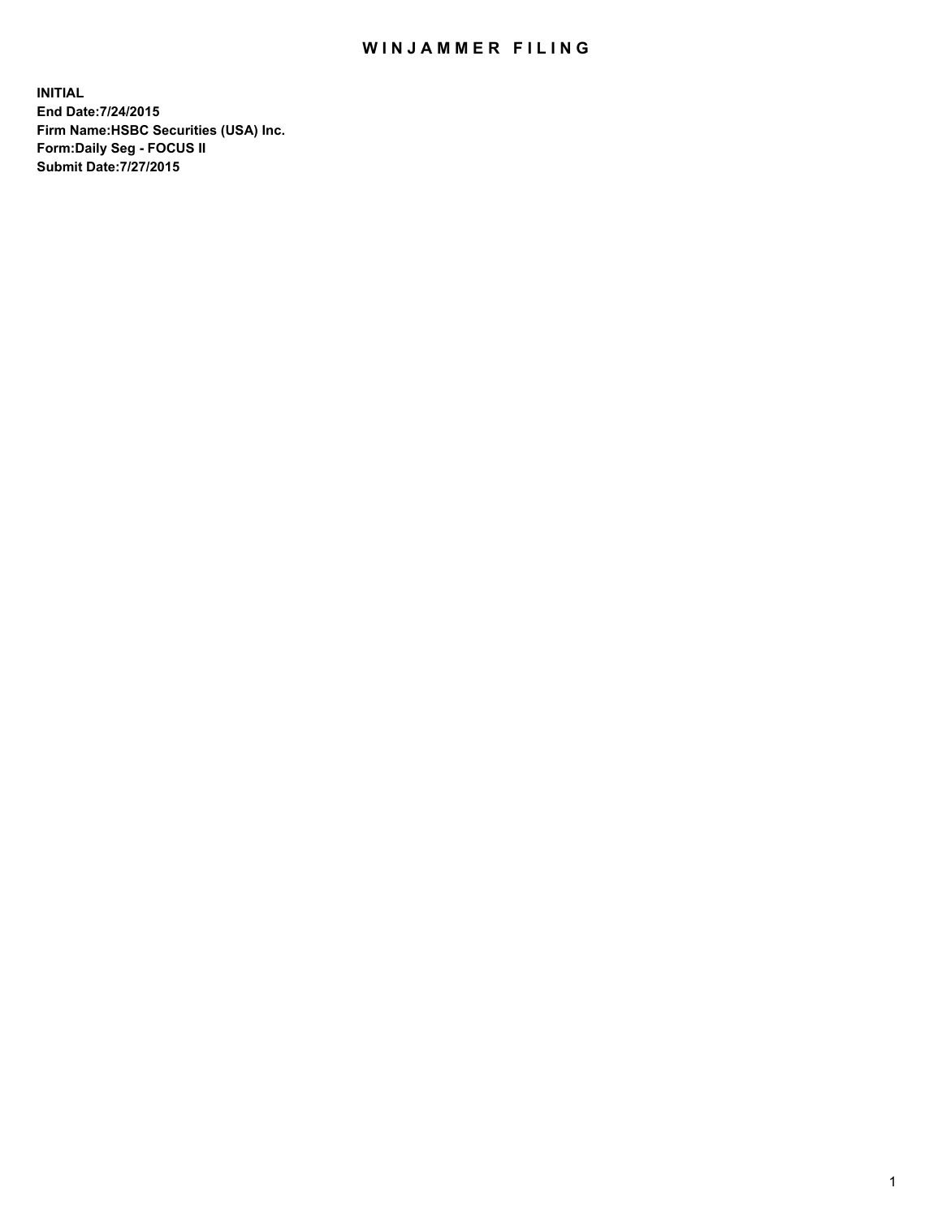# WINJAMMER FILING

**INITIAL**
**End Date:7/24/2015**
**Firm Name:HSBC Securities (USA) Inc.**
**Form:Daily Seg - FOCUS II**
**Submit Date:7/27/2015**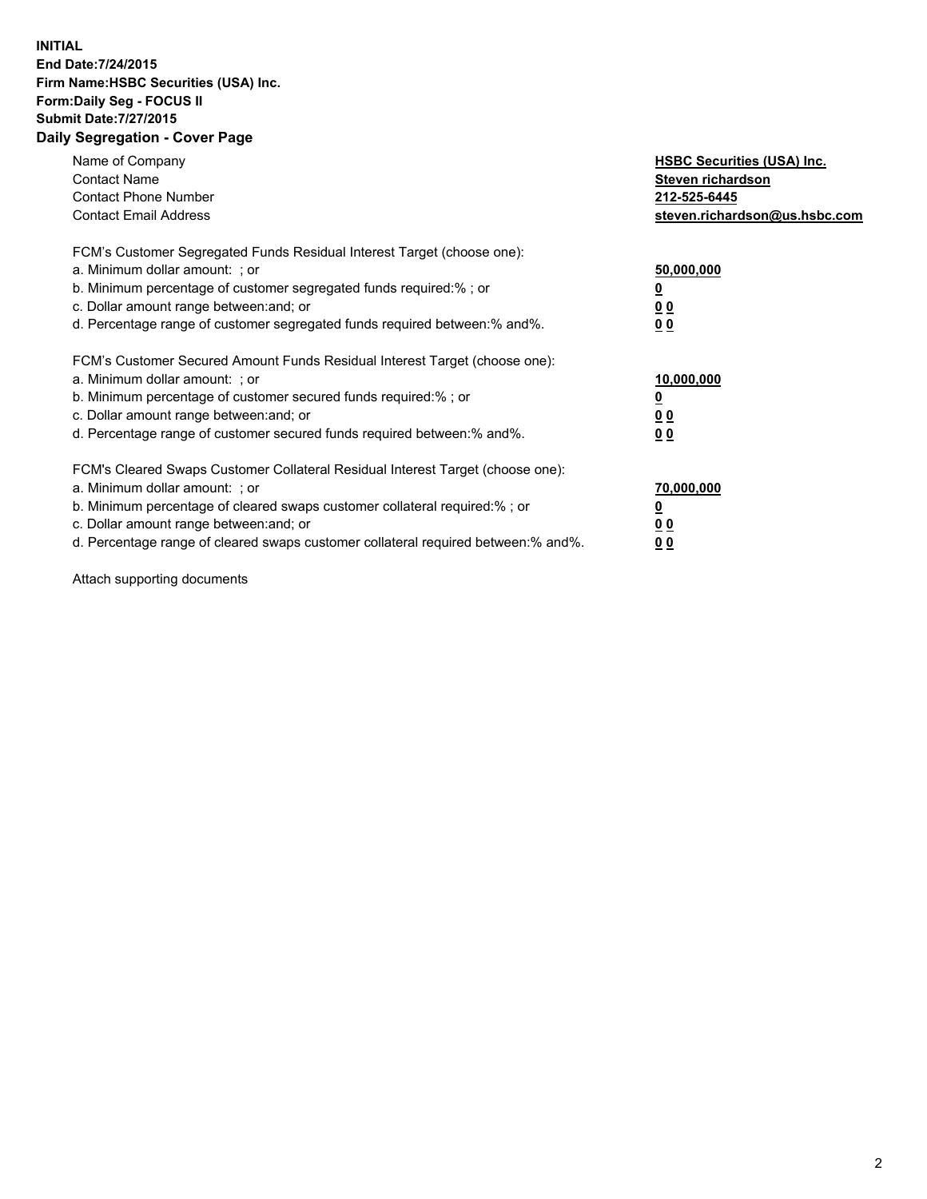**INITIAL**
**End Date:7/24/2015**
**Firm Name:HSBC Securities (USA) Inc.**
**Form:Daily Seg - FOCUS II**
**Submit Date:7/27/2015**

## Daily Segregation - Cover Page

| | |
|---|---|
| Name of Company | **HSBC Securities (USA) Inc.** |
| Contact Name | **Steven richardson** |
| Contact Phone Number | **212-525-6445** |
| Contact Email Address | **steven.richardson@us.hsbc.com** |

FCM's Customer Segregated Funds Residual Interest Target (choose one):

| | |
|---|---|
| a. Minimum dollar amount: ; or | **50,000,000** |
| b. Minimum percentage of customer segregated funds required:% ; or | **0** |
| c. Dollar amount range between:and; or | **0 0** |
| d. Percentage range of customer segregated funds required between:% and%. | **0 0** |

FCM's Customer Secured Amount Funds Residual Interest Target (choose one):

| | |
|---|---|
| a. Minimum dollar amount: ; or | **10,000,000** |
| b. Minimum percentage of customer secured funds required:% ; or | **0** |
| c. Dollar amount range between:and; or | **0 0** |
| d. Percentage range of customer secured funds required between:% and%. | **0 0** |

FCM's Cleared Swaps Customer Collateral Residual Interest Target (choose one):

| | |
|---|---|
| a. Minimum dollar amount: ; or | **70,000,000** |
| b. Minimum percentage of cleared swaps customer collateral required:% ; or | **0** |
| c. Dollar amount range between:and; or | **0 0** |
| d. Percentage range of cleared swaps customer collateral required between:% and%. | **0 0** |

Attach supporting documents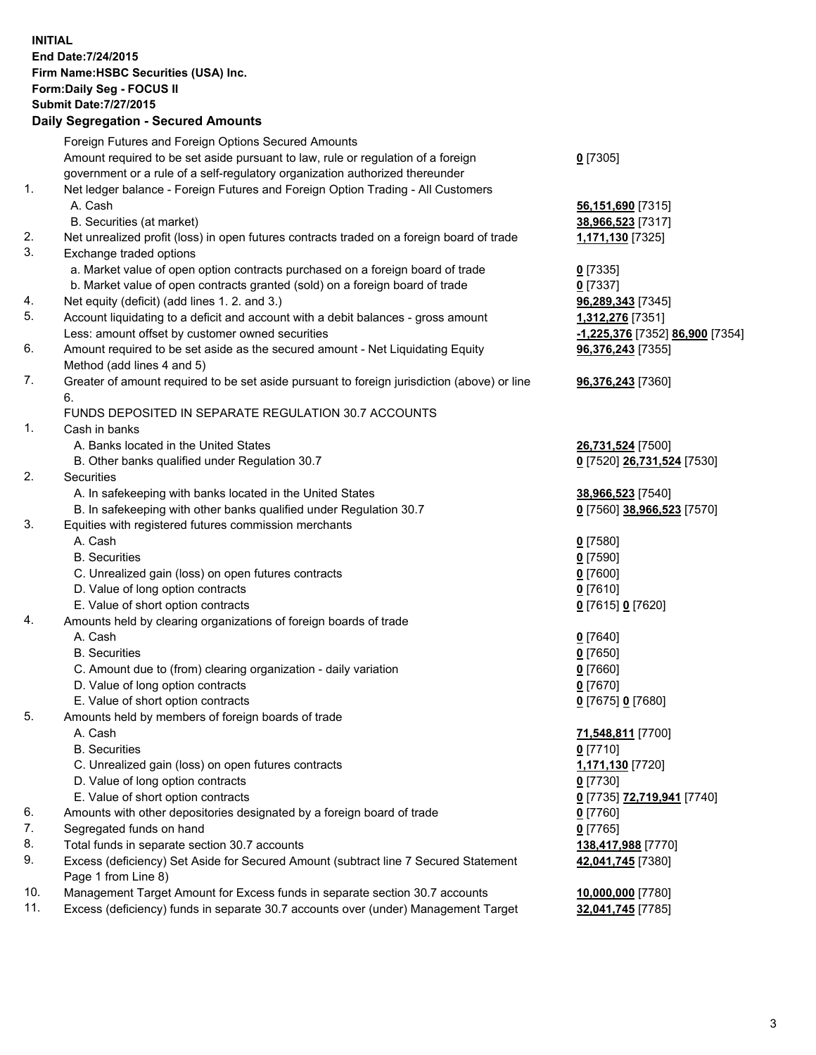**INITIAL**
**End Date:7/24/2015**
**Firm Name:HSBC Securities (USA) Inc.**
**Form:Daily Seg - FOCUS II**
**Submit Date:7/27/2015**

## Daily Segregation - Secured Amounts

| | | |
|---|---|---|
| | Foreign Futures and Foreign Options Secured Amounts | |
| | Amount required to be set aside pursuant to law, rule or regulation of a foreign government or a rule of a self-regulatory organization authorized thereunder | **0** [7305] |
| 1. | Net ledger balance - Foreign Futures and Foreign Option Trading - All Customers | |
| | A. Cash | **56,151,690** [7315] |
| | B. Securities (at market) | **38,966,523** [7317] |
| 2. | Net unrealized profit (loss) in open futures contracts traded on a foreign board of trade | **1,171,130** [7325] |
| 3. | Exchange traded options | |
| | a. Market value of open option contracts purchased on a foreign board of trade | **0** [7335] |
| | b. Market value of open contracts granted (sold) on a foreign board of trade | **0** [7337] |
| 4. | Net equity (deficit) (add lines 1. 2. and 3.) | **96,289,343** [7345] |
| 5. | Account liquidating to a deficit and account with a debit balances - gross amount | **1,312,276** [7351] |
| | Less: amount offset by customer owned securities | **-1,225,376** [7352] **86,900** [7354] |
| 6. | Amount required to be set aside as the secured amount - Net Liquidating Equity Method (add lines 4 and 5) | **96,376,243** [7355] |
| 7. | Greater of amount required to be set aside pursuant to foreign jurisdiction (above) or line 6. | **96,376,243** [7360] |
| | FUNDS DEPOSITED IN SEPARATE REGULATION 30.7 ACCOUNTS | |
| 1. | Cash in banks | |
| | A. Banks located in the United States | **26,731,524** [7500] |
| | B. Other banks qualified under Regulation 30.7 | **0** [7520] **26,731,524** [7530] |
| 2. | Securities | |
| | A. In safekeeping with banks located in the United States | **38,966,523** [7540] |
| | B. In safekeeping with other banks qualified under Regulation 30.7 | **0** [7560] **38,966,523** [7570] |
| 3. | Equities with registered futures commission merchants | |
| | A. Cash | **0** [7580] |
| | B. Securities | **0** [7590] |
| | C. Unrealized gain (loss) on open futures contracts | **0** [7600] |
| | D. Value of long option contracts | **0** [7610] |
| | E. Value of short option contracts | **0** [7615] **0** [7620] |
| 4. | Amounts held by clearing organizations of foreign boards of trade | |
| | A. Cash | **0** [7640] |
| | B. Securities | **0** [7650] |
| | C. Amount due to (from) clearing organization - daily variation | **0** [7660] |
| | D. Value of long option contracts | **0** [7670] |
| | E. Value of short option contracts | **0** [7675] **0** [7680] |
| 5. | Amounts held by members of foreign boards of trade | |
| | A. Cash | **71,548,811** [7700] |
| | B. Securities | **0** [7710] |
| | C. Unrealized gain (loss) on open futures contracts | **1,171,130** [7720] |
| | D. Value of long option contracts | **0** [7730] |
| | E. Value of short option contracts | **0** [7735] **72,719,941** [7740] |
| 6. | Amounts with other depositories designated by a foreign board of trade | **0** [7760] |
| 7. | Segregated funds on hand | **0** [7765] |
| 8. | Total funds in separate section 30.7 accounts | **138,417,988** [7770] |
| 9. | Excess (deficiency) Set Aside for Secured Amount (subtract line 7 Secured Statement Page 1 from Line 8) | **42,041,745** [7380] |
| 10. | Management Target Amount for Excess funds in separate section 30.7 accounts | **10,000,000** [7780] |
| 11. | Excess (deficiency) funds in separate 30.7 accounts over (under) Management Target | **32,041,745** [7785] |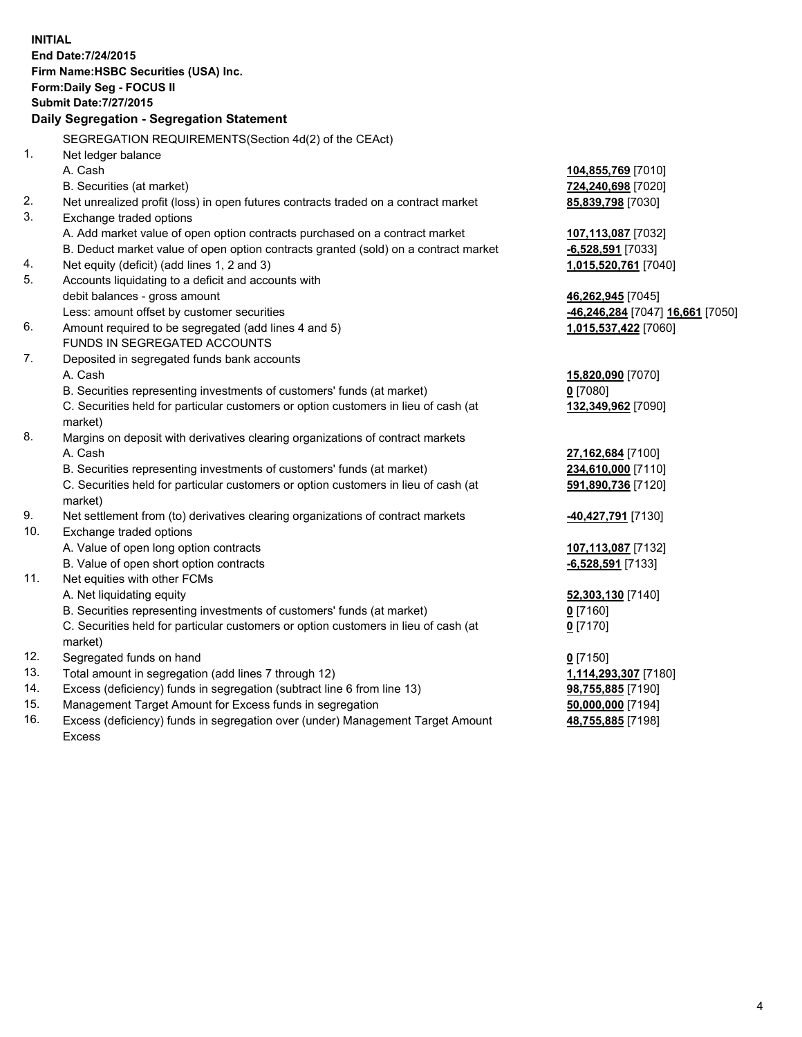**INITIAL**
**End Date:7/24/2015**
**Firm Name:HSBC Securities (USA) Inc.**
**Form:Daily Seg - FOCUS II**
**Submit Date:7/27/2015**

### Daily Segregation - Segregation Statement

SEGREGATION REQUIREMENTS(Section 4d(2) of the CEAct)

| | | |
|---|---|---|
| 1. | Net ledger balance | |
| | A. Cash | **104,855,769** [7010] |
| | B. Securities (at market) | **724,240,698** [7020] |
| 2. | Net unrealized profit (loss) in open futures contracts traded on a contract market | **85,839,798** [7030] |
| 3. | Exchange traded options | |
| | A. Add market value of open option contracts purchased on a contract market | **107,113,087** [7032] |
| | B. Deduct market value of open option contracts granted (sold) on a contract market | **-6,528,591** [7033] |
| 4. | Net equity (deficit) (add lines 1, 2 and 3) | **1,015,520,761** [7040] |
| 5. | Accounts liquidating to a deficit and accounts with | |
| | debit balances - gross amount | **46,262,945** [7045] |
| | Less: amount offset by customer securities | **-46,246,284** [7047] **16,661** [7050] |
| 6. | Amount required to be segregated (add lines 4 and 5) | **1,015,537,422** [7060] |
| | FUNDS IN SEGREGATED ACCOUNTS | |
| 7. | Deposited in segregated funds bank accounts | |
| | A. Cash | **15,820,090** [7070] |
| | B. Securities representing investments of customers' funds (at market) | **0** [7080] |
| | C. Securities held for particular customers or option customers in lieu of cash (at market) | **132,349,962** [7090] |
| 8. | Margins on deposit with derivatives clearing organizations of contract markets | |
| | A. Cash | **27,162,684** [7100] |
| | B. Securities representing investments of customers' funds (at market) | **234,610,000** [7110] |
| | C. Securities held for particular customers or option customers in lieu of cash (at market) | **591,890,736** [7120] |
| 9. | Net settlement from (to) derivatives clearing organizations of contract markets | **-40,427,791** [7130] |
| 10. | Exchange traded options | |
| | A. Value of open long option contracts | **107,113,087** [7132] |
| | B. Value of open short option contracts | **-6,528,591** [7133] |
| 11. | Net equities with other FCMs | |
| | A. Net liquidating equity | **52,303,130** [7140] |
| | B. Securities representing investments of customers' funds (at market) | **0** [7160] |
| | C. Securities held for particular customers or option customers in lieu of cash (at market) | **0** [7170] |
| 12. | Segregated funds on hand | **0** [7150] |
| 13. | Total amount in segregation (add lines 7 through 12) | **1,114,293,307** [7180] |
| 14. | Excess (deficiency) funds in segregation (subtract line 6 from line 13) | **98,755,885** [7190] |
| 15. | Management Target Amount for Excess funds in segregation | **50,000,000** [7194] |
| 16. | Excess (deficiency) funds in segregation over (under) Management Target Amount Excess | **48,755,885** [7198] |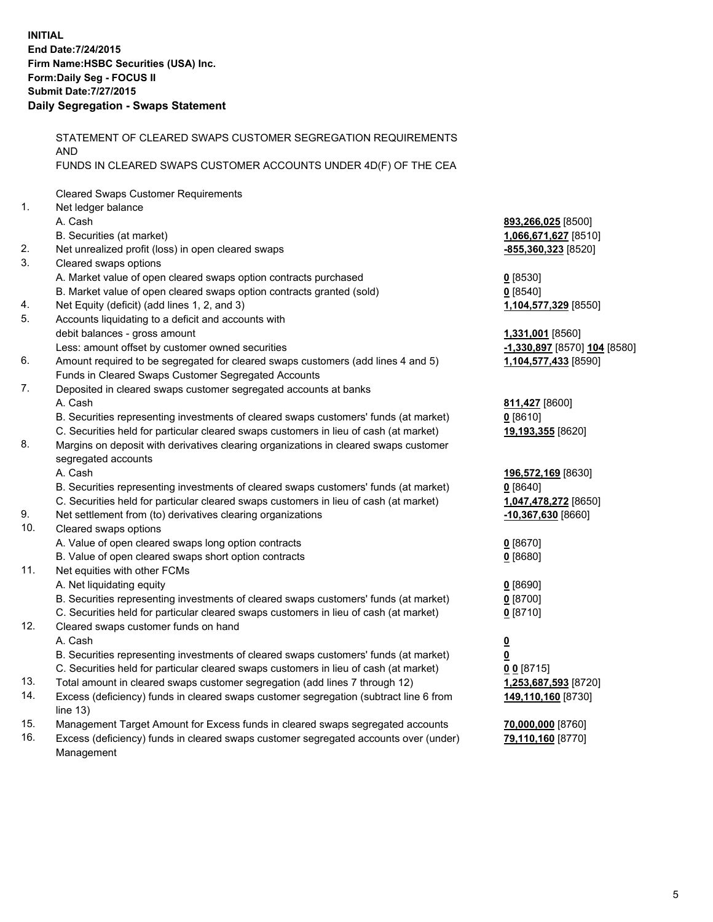**INITIAL**
**End Date:7/24/2015**
**Firm Name:HSBC Securities (USA) Inc.**
**Form:Daily Seg - FOCUS II**
**Submit Date:7/27/2015**
**Daily Segregation - Swaps Statement**

STATEMENT OF CLEARED SWAPS CUSTOMER SEGREGATION REQUIREMENTS AND FUNDS IN CLEARED SWAPS CUSTOMER ACCOUNTS UNDER 4D(F) OF THE CEA

| | | |
|---|---|---|
| | Cleared Swaps Customer Requirements | |
| 1. | Net ledger balance | |
| | A. Cash | **893,266,025** [8500] |
| | B. Securities (at market) | **1,066,671,627** [8510] |
| 2. | Net unrealized profit (loss) in open cleared swaps | **-855,360,323** [8520] |
| 3. | Cleared swaps options | |
| | A. Market value of open cleared swaps option contracts purchased | **0** [8530] |
| | B. Market value of open cleared swaps option contracts granted (sold) | **0** [8540] |
| 4. | Net Equity (deficit) (add lines 1, 2, and 3) | **1,104,577,329** [8550] |
| 5. | Accounts liquidating to a deficit and accounts with debit balances - gross amount | **1,331,001** [8560] |
| | Less: amount offset by customer owned securities | **-1,330,897** [8570] **104** [8580] |
| 6. | Amount required to be segregated for cleared swaps customers (add lines 4 and 5) | **1,104,577,433** [8590] |
| | Funds in Cleared Swaps Customer Segregated Accounts | |
| 7. | Deposited in cleared swaps customer segregated accounts at banks | |
| | A. Cash | **811,427** [8600] |
| | B. Securities representing investments of cleared swaps customers' funds (at market) | **0** [8610] |
| | C. Securities held for particular cleared swaps customers in lieu of cash (at market) | **19,193,355** [8620] |
| 8. | Margins on deposit with derivatives clearing organizations in cleared swaps customer segregated accounts | |
| | A. Cash | **196,572,169** [8630] |
| | B. Securities representing investments of cleared swaps customers' funds (at market) | **0** [8640] |
| | C. Securities held for particular cleared swaps customers in lieu of cash (at market) | **1,047,478,272** [8650] |
| 9. | Net settlement from (to) derivatives clearing organizations | **-10,367,630** [8660] |
| 10. | Cleared swaps options | |
| | A. Value of open cleared swaps long option contracts | **0** [8670] |
| | B. Value of open cleared swaps short option contracts | **0** [8680] |
| 11. | Net equities with other FCMs | |
| | A. Net liquidating equity | **0** [8690] |
| | B. Securities representing investments of cleared swaps customers' funds (at market) | **0** [8700] |
| | C. Securities held for particular cleared swaps customers in lieu of cash (at market) | **0** [8710] |
| 12. | Cleared swaps customer funds on hand | |
| | A. Cash | **0** |
| | B. Securities representing investments of cleared swaps customers' funds (at market) | **0** |
| | C. Securities held for particular cleared swaps customers in lieu of cash (at market) | **0** **0** [8715] |
| 13. | Total amount in cleared swaps customer segregation (add lines 7 through 12) | **1,253,687,593** [8720] |
| 14. | Excess (deficiency) funds in cleared swaps customer segregation (subtract line 6 from line 13) | **149,110,160** [8730] |
| 15. | Management Target Amount for Excess funds in cleared swaps segregated accounts | **70,000,000** [8760] |
| 16. | Excess (deficiency) funds in cleared swaps customer segregated accounts over (under) Management | **79,110,160** [8770] |